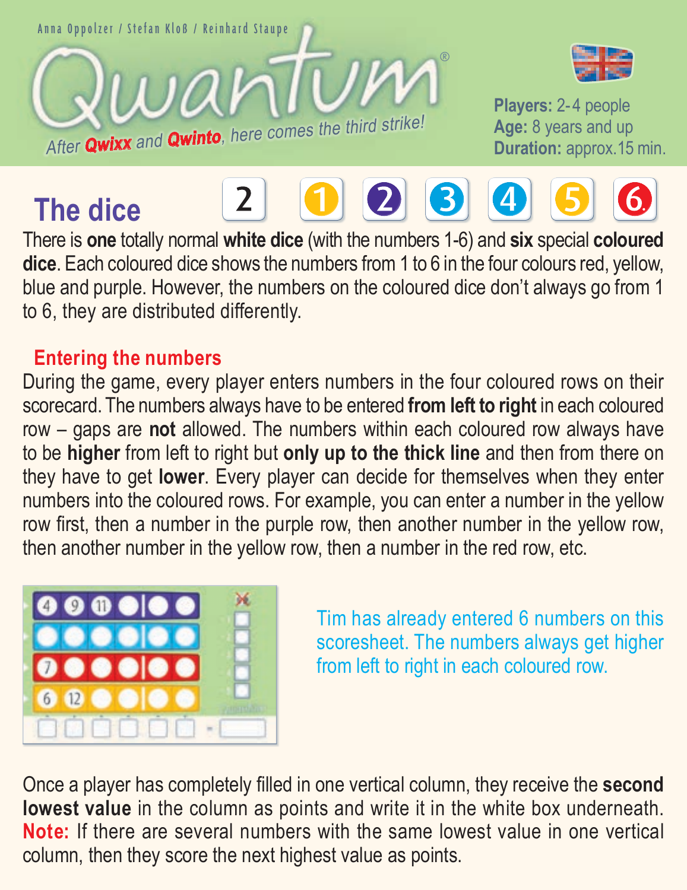Anna Oppolzer / Stefan Kloß / Reinhard Staupe

# Qwantum®

*After Qwixx and Qwinto, here comes the third strike!*

**Players:** 2-4 people
**Age:** 8 years and up
**Duration:** approx.15 min.

## The dice

There is **one** totally normal **white dice** (with the numbers 1-6) and **six** special **coloured dice**. Each coloured dice shows the numbers from 1 to 6 in the four colours red, yellow, blue and purple. However, the numbers on the coloured dice don't always go from 1 to 6, they are distributed differently.

### Entering the numbers

During the game, every player enters numbers in the four coloured rows on their scorecard. The numbers always have to be entered **from left to right** in each coloured row – gaps are **not** allowed. The numbers within each coloured row always have to be **higher** from left to right but **only up to the thick line** and then from there on they have to get **lower**. Every player can decide for themselves when they enter numbers into the coloured rows. For example, you can enter a number in the yellow row first, then a number in the purple row, then another number in the yellow row, then another number in the yellow row, then a number in the red row, etc.

Tim has already entered 6 numbers on this scoresheet. The numbers always get higher from left to right in each coloured row.

Once a player has completely filled in one vertical column, they receive the **second lowest value** in the column as points and write it in the white box underneath. **Note:** If there are several numbers with the same lowest value in one vertical column, then they score the next highest value as points.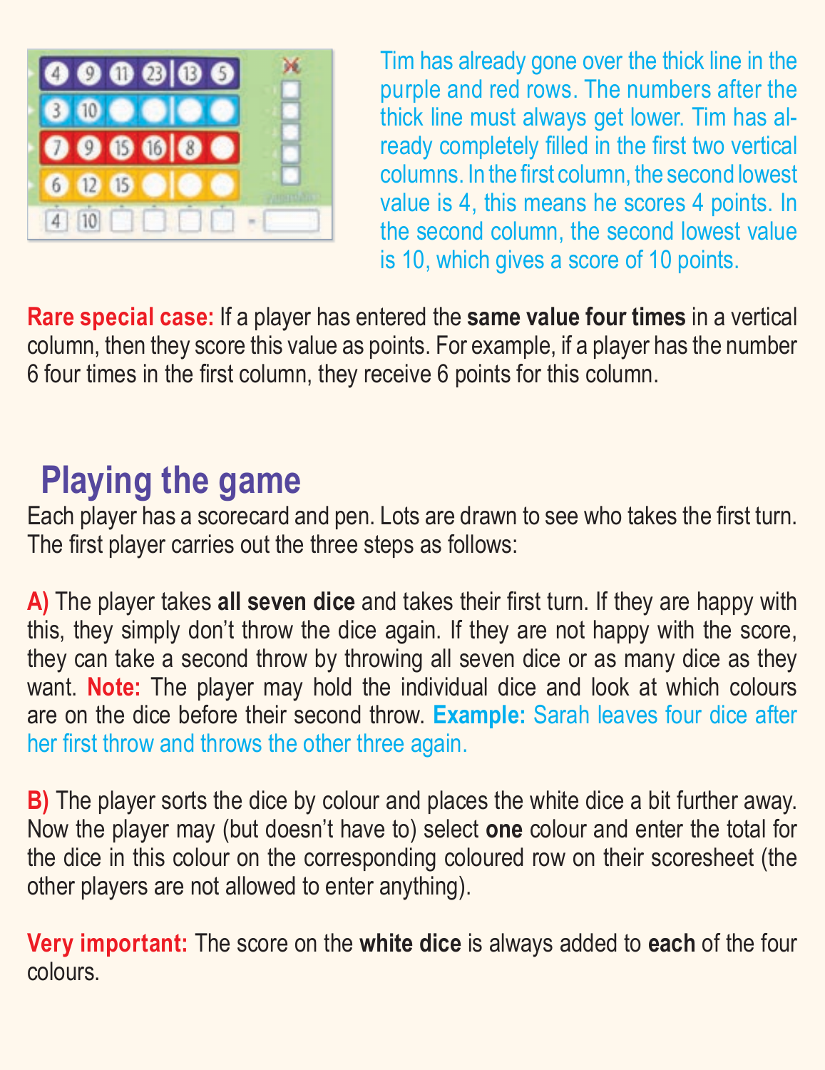Tim has already gone over the thick line in the purple and red rows. The numbers after the thick line must always get lower. Tim has already completely filled in the first two vertical columns. In the first column, the second lowest value is 4, this means he scores 4 points. In the second column, the second lowest value is 10, which gives a score of 10 points.

**Rare special case:** If a player has entered the **same value four times** in a vertical column, then they score this value as points. For example, if a player has the number 6 four times in the first column, they receive 6 points for this column.

## Playing the game

Each player has a scorecard and pen. Lots are drawn to see who takes the first turn. The first player carries out the three steps as follows:

**A)** The player takes **all seven dice** and takes their first turn. If they are happy with this, they simply don't throw the dice again. If they are not happy with the score, they can take a second throw by throwing all seven dice or as many dice as they want. **Note:** The player may hold the individual dice and look at which colours are on the dice before their second throw. **Example:** Sarah leaves four dice after her first throw and throws the other three again.

**B)** The player sorts the dice by colour and places the white dice a bit further away. Now the player may (but doesn't have to) select **one** colour and enter the total for the dice in this colour on the corresponding coloured row on their scoresheet (the other players are not allowed to enter anything).

**Very important:** The score on the **white dice** is always added to **each** of the four colours.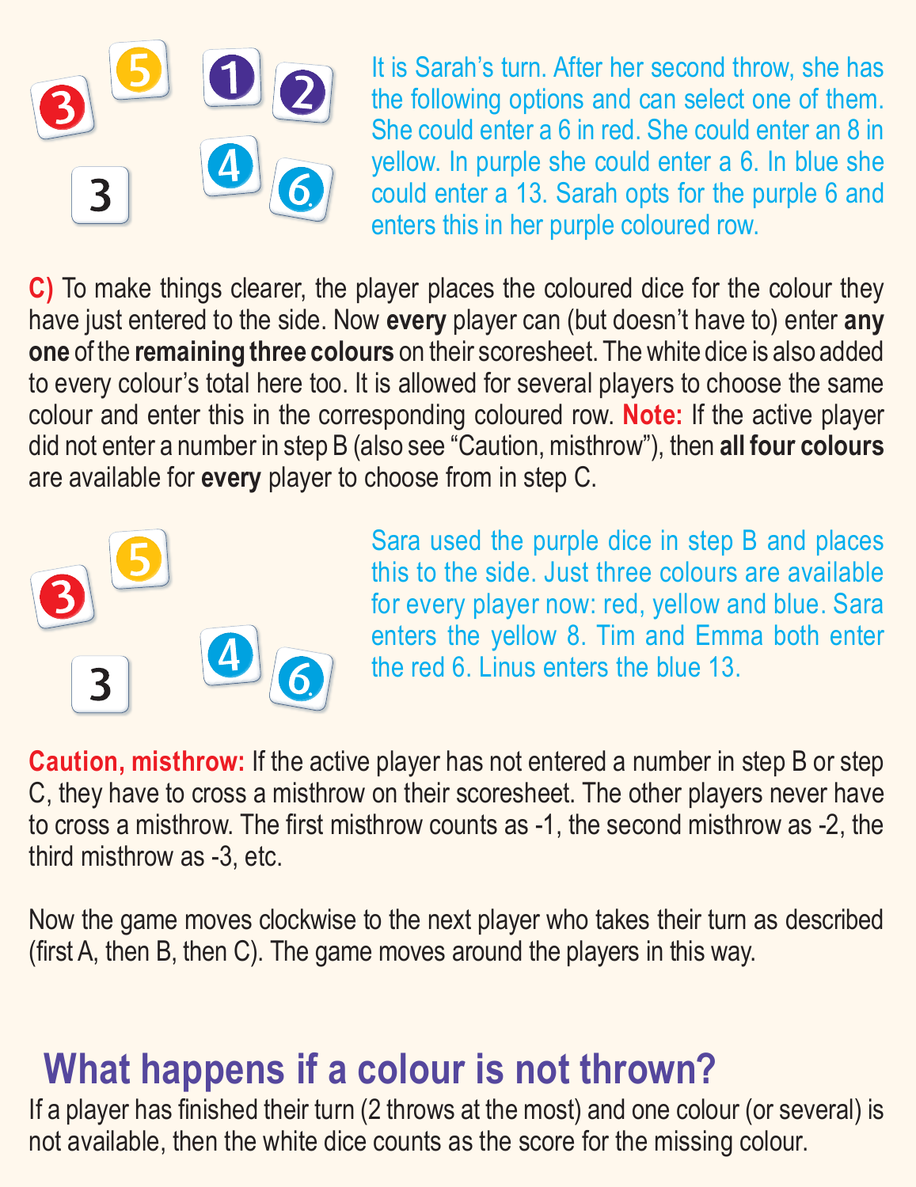It is Sarah's turn. After her second throw, she has the following options and can select one of them. She could enter a 6 in red. She could enter an 8 in yellow. In purple she could enter a 6. In blue she could enter a 13. Sarah opts for the purple 6 and enters this in her purple coloured row.

**C)** To make things clearer, the player places the coloured dice for the colour they have just entered to the side. Now **every** player can (but doesn't have to) enter **any one** of the **remaining three colours** on their scoresheet. The white dice is also added to every colour's total here too. It is allowed for several players to choose the same colour and enter this in the corresponding coloured row. **Note:** If the active player did not enter a number in step B (also see "Caution, misthrow"), then **all four colours** are available for **every** player to choose from in step C.

Sara used the purple dice in step B and places this to the side. Just three colours are available for every player now: red, yellow and blue. Sara enters the yellow 8. Tim and Emma both enter the red 6. Linus enters the blue 13.

**Caution, misthrow:** If the active player has not entered a number in step B or step C, they have to cross a misthrow on their scoresheet. The other players never have to cross a misthrow. The first misthrow counts as -1, the second misthrow as -2, the third misthrow as -3, etc.

Now the game moves clockwise to the next player who takes their turn as described (first A, then B, then C). The game moves around the players in this way.

## What happens if a colour is not thrown?

If a player has finished their turn (2 throws at the most) and one colour (or several) is not available, then the white dice counts as the score for the missing colour.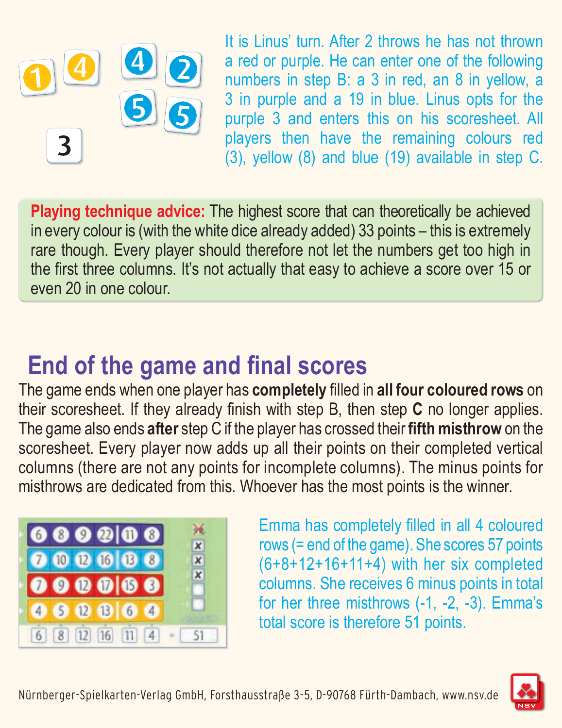It is Linus' turn. After 2 throws he has not thrown a red or purple. He can enter one of the following numbers in step B: a 3 in red, an 8 in yellow, a 3 in purple and a 19 in blue. Linus opts for the purple 3 and enters this on his scoresheet. All players then have the remaining colours red (3), yellow (8) and blue (19) available in step C.

**Playing technique advice:** The highest score that can theoretically be achieved in every colour is (with the white dice already added) 33 points – this is extremely rare though. Every player should therefore not let the numbers get too high in the first three columns. It's not actually that easy to achieve a score over 15 or even 20 in one colour.

## End of the game and final scores

The game ends when one player has **completely** filled in **all four coloured rows** on their scoresheet. If they already finish with step B, then step **C** no longer applies. The game also ends **after** step C if the player has crossed their **fifth misthrow** on the scoresheet. Every player now adds up all their points on their completed vertical columns (there are not any points for incomplete columns). The minus points for misthrows are dedicated from this. Whoever has the most points is the winner.

| | | | | | | |
|---|---|---|---|---|---|---|
| 6 | 8 | 9 | 22 | 11 | 8 | x |
| 7 | 10 | 12 | 16 | 13 | 8 | x |
| 7 | 9 | 12 | 17 | 15 | 3 | x |
| 4 | 5 | 12 | 13 | 6 | 4 | |
| 6 | 8 | 12 | 16 | 11 | 4 | - 51 |

Emma has completely filled in all 4 coloured rows (= end of the game). She scores 57 points (6+8+12+16+11+4) with her six completed columns. She receives 6 minus points in total for her three misthrows (-1, -2, -3). Emma's total score is therefore 51 points.

Nürnberger-Spielkarten-Verlag GmbH, Forsthausstraße 3-5, D-90768 Fürth-Dambach, www.nsv.de